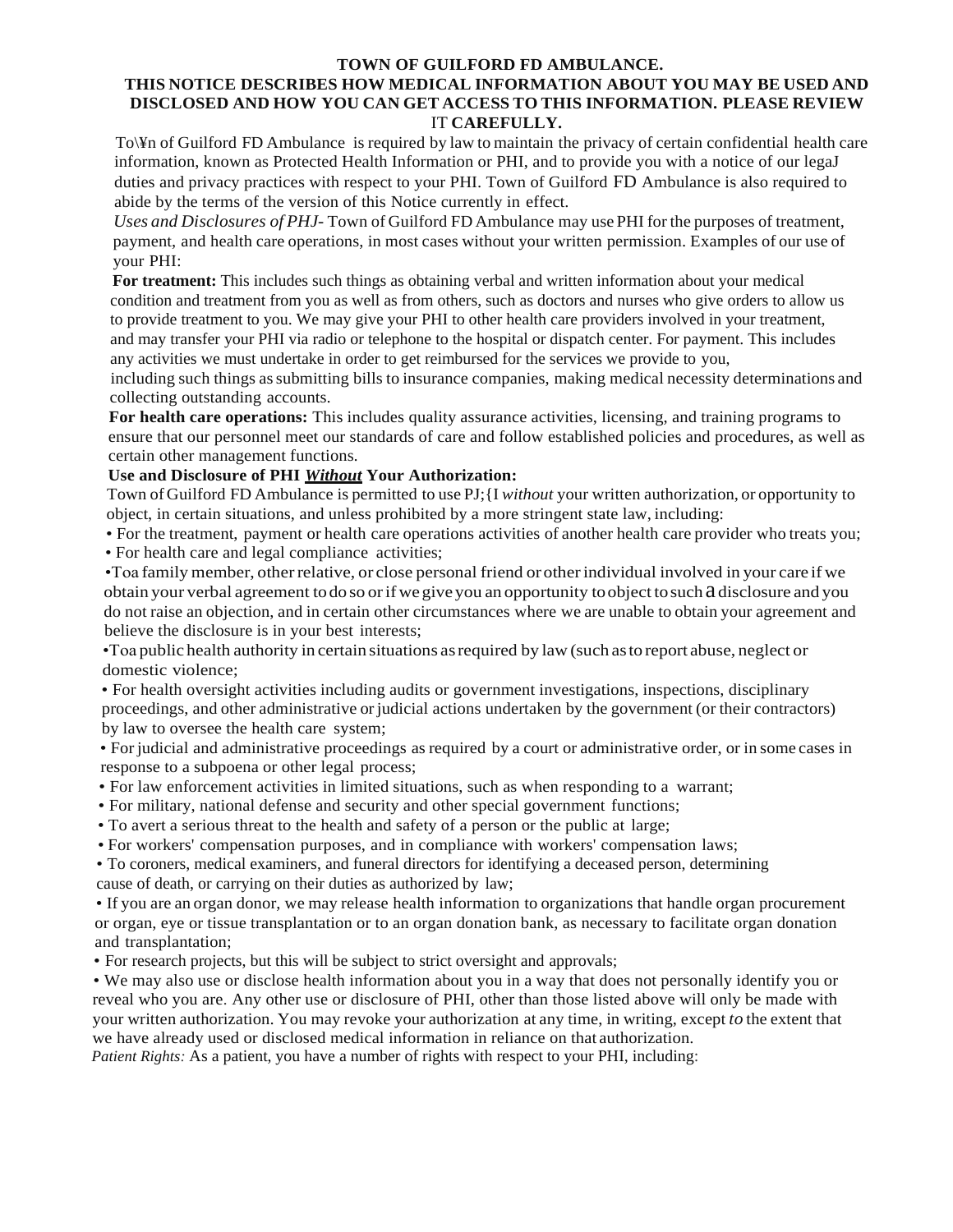**TOWN OF GUILFORD FD AMBULANCE.**

**THIS NOTICE DESCRIBES HOW MEDICAL INFORMATION ABOUT YOU MAY BE USED AND DISCLOSED AND HOW YOU CAN GET ACCESS TO THIS INFORMATION. PLEASE REVIEW IT CAREFULLY.**

To\¥n of Guilford FD Ambulance is required by law to maintain the privacy of certain confidential health care information, known as Protected Health Information or PHI, and to provide you with a notice of our legaJ duties and privacy practices with respect to your PHI. Town of Guilford FD Ambulance is also required to abide by the terms of the version of this Notice currently in effect.

*Uses and Disclosures of PHJ*- Town of Guilford FD Ambulance may use PHI for the purposes of treatment, payment, and health care operations, in most cases without your written permission. Examples of our use of your PHI:

**For treatment:** This includes such things as obtaining verbal and written information about your medical condition and treatment from you as well as from others, such as doctors and nurses who give orders to allow us to provide treatment to you. We may give your PHI to other health care providers involved in your treatment, and may transfer your PHI via radio or telephone to the hospital or dispatch center. For payment. This includes any activities we must undertake in order to get reimbursed for the services we provide to you, including such things as submitting bills to insurance companies, making medical necessity determinations and collecting outstanding accounts.

**For health care operations:** This includes quality assurance activities, licensing, and training programs to ensure that our personnel meet our standards of care and follow established policies and procedures, as well as certain other management functions.

**Use and Disclosure of PHI *Without* Your Authorization:**

Town of Guilford FD Ambulance is permitted to use PJ;{I *without* your written authorization, or opportunity to object, in certain situations, and unless prohibited by a more stringent state law, including:

- For the treatment, payment or health care operations activities of another health care provider who treats you;
- For health care and legal compliance activities;
- Toa family member, other relative, or close personal friend or other individual involved in your care if we obtain your verbal agreement to do so or if we give you an opportunity to object to such a disclosure and you do not raise an objection, and in certain other circumstances where we are unable to obtain your agreement and believe the disclosure is in your best interests;
- Toa public health authority in certain situations as required by law (such as to report abuse, neglect or domestic violence;
- For health oversight activities including audits or government investigations, inspections, disciplinary proceedings, and other administrative or judicial actions undertaken by the government (or their contractors) by law to oversee the health care system;
- For judicial and administrative proceedings as required by a court or administrative order, or in some cases in response to a subpoena or other legal process;
- For law enforcement activities in limited situations, such as when responding to a warrant;
- For military, national defense and security and other special government functions;
- To avert a serious threat to the health and safety of a person or the public at large;
- For workers' compensation purposes, and in compliance with workers' compensation laws;
- To coroners, medical examiners, and funeral directors for identifying a deceased person, determining cause of death, or carrying on their duties as authorized by law;
- If you are an organ donor, we may release health information to organizations that handle organ procurement or organ, eye or tissue transplantation or to an organ donation bank, as necessary to facilitate organ donation and transplantation;
- For research projects, but this will be subject to strict oversight and approvals;
- We may also use or disclose health information about you in a way that does not personally identify you or reveal who you are. Any other use or disclosure of PHI, other than those listed above will only be made with your written authorization. You may revoke your authorization at any time, in writing, except *to* the extent that we have already used or disclosed medical information in reliance on that authorization.

*Patient Rights:* As a patient, you have a number of rights with respect to your PHI, including: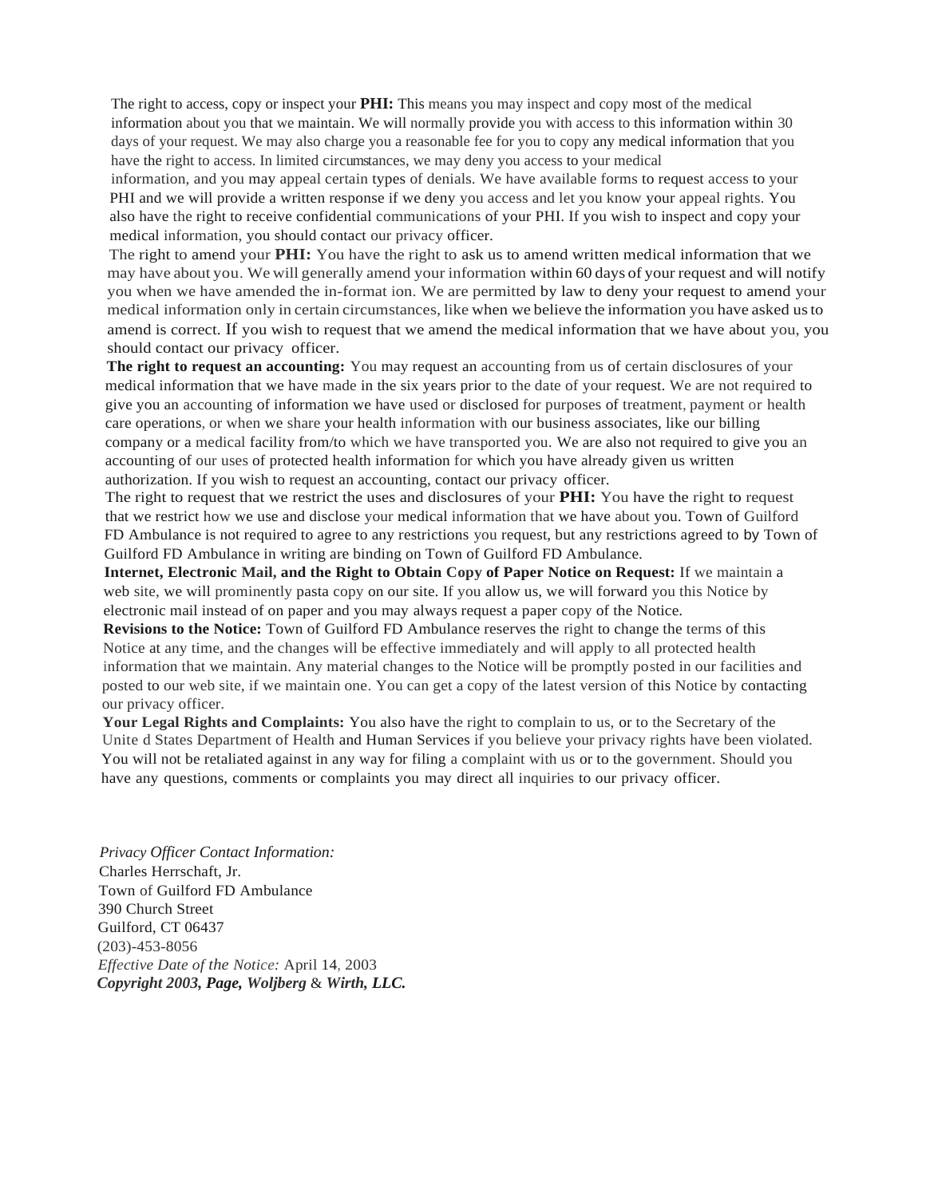The right to access, copy or inspect your **PHI:** This means you may inspect and copy most of the medical information about you that we maintain. We will normally provide you with access to this information within 30 days of your request. We may also charge you a reasonable fee for you to copy any medical information that you have the right to access. In limited circumstances, we may deny you access to your medical information, and you may appeal certain types of denials. We have available forms to request access to your PHI and we will provide a written response if we deny you access and let you know your appeal rights. You also have the right to receive confidential communications of your PHI. If you wish to inspect and copy your medical information, you should contact our privacy officer.

The right to amend your **PHI:** You have the right to ask us to amend written medical information that we may have about you. We will generally amend your information within 60 days of your request and will notify you when we have amended the in-format ion. We are permitted by law to deny your request to amend your medical information only in certain circumstances, like when we believe the information you have asked us to amend is correct. If you wish to request that we amend the medical information that we have about you, you should contact our privacy officer.

**The right to request an accounting:** You may request an accounting from us of certain disclosures of your medical information that we have made in the six years prior to the date of your request. We are not required to give you an accounting of information we have used or disclosed for purposes of treatment, payment or health care operations, or when we share your health information with our business associates, like our billing company or a medical facility from/to which we have transported you. We are also not required to give you an accounting of our uses of protected health information for which you have already given us written authorization. If you wish to request an accounting, contact our privacy officer.

The right to request that we restrict the uses and disclosurs of your **PHI:** You have the right to request that we restrict how we use and disclose your medical information that we have about you. Town of Guilford FD Ambulance is not required to agree to any restrictions you request, but any restrictions agreed to by Town of Guilford FD Ambulance in writing are binding on Town of Guilford FD Ambulance.

**Internet, Electronic Mail, and the Right to Obtain Copy of Paper Notice on Request:** If we maintain a web site, we will prominently pasta copy on our site. If you allow us, we will forward you this Notice by electronic mail instead of on paper and you may always request a paper copy of the Notice.

**Revisions to the Notice:** Town of Guilford FD Ambulance reserves the right to change the terms of this Notice at any time, and the changes will be effective immediately and will apply to all protected health information that we maintain. Any material changes to the Notice will be promptly posted in our facilities and posted to our web site, if we maintain one. You can get a copy of the latest version of this Notice by contacting our privacy officer.

**Your Legal Rights and Complaints:** You also have the right to complain to us, or to the Secretary of the Unite d States Department of Health and Human Services if you believe your privacy rights have been violated. You will not be retaliated against in any way for filing a complaint with us or to the government. Should you have any questions, comments or complaints you may direct all inquiries to our privacy officer.

*Privacy Officer Contact Information:*
Charles Herrschaft, Jr.
Town of Guilford FD Ambulance
390 Church Street
Guilford, CT 06437
(203)-453-8056
*Effective Date of the Notice:* April 14, 2003
***Copyright 2003, Page, Woljberg* & *Wirth, LLC.***